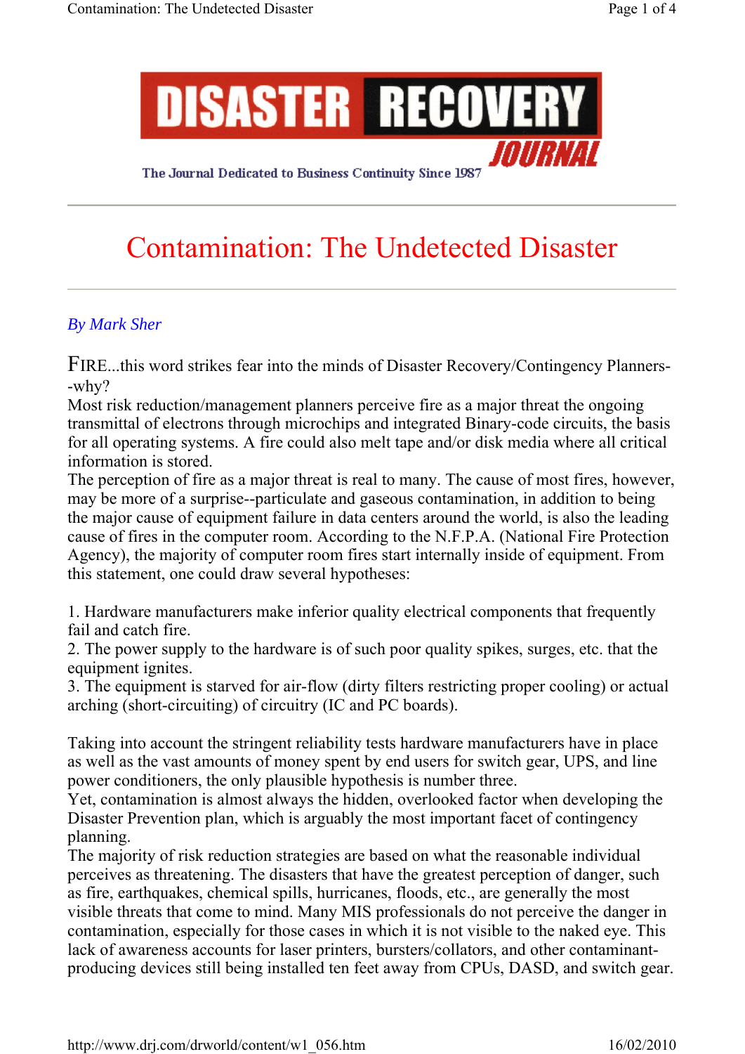DISASTER RECOVERY JOURNAL

The Journal Dedicated to Business Continuity Since 1987

# Contamination: The Undetected Disaster

*By Mark Sher*

FIRE...this word strikes fear into the minds of Disaster Recovery/Contingency Planners--why?

Most risk reduction/management planners perceive fire as a major threat the ongoing transmittal of electrons through microchips and integrated Binary-code circuits, the basis for all operating systems. A fire could also melt tape and/or disk media where all critical information is stored.

The perception of fire as a major threat is real to many. The cause of most fires, however, may be more of a surprise--particulate and gaseous contamination, in addition to being the major cause of equipment failure in data centers around the world, is also the leading cause of fires in the computer room. According to the N.F.P.A. (National Fire Protection Agency), the majority of computer room fires start internally inside of equipment. From this statement, one could draw several hypotheses:

1. Hardware manufacturers make inferior quality electrical components that frequently fail and catch fire.
2. The power supply to the hardware is of such poor quality spikes, surges, etc. that the equipment ignites.
3. The equipment is starved for air-flow (dirty filters restricting proper cooling) or actual arching (short-circuiting) of circuitry (IC and PC boards).

Taking into account the stringent reliability tests hardware manufacturers have in place as well as the vast amounts of money spent by end users for switch gear, UPS, and line power conditioners, the only plausible hypothesis is number three.

Yet, contamination is almost always the hidden, overlooked factor when developing the Disaster Prevention plan, which is arguably the most important facet of contingency planning.

The majority of risk reduction strategies are based on what the reasonable individual perceives as threatening. The disasters that have the greatest perception of danger, such as fire, earthquakes, chemical spills, hurricanes, floods, etc., are generally the most visible threats that come to mind. Many MIS professionals do not perceive the danger in contamination, especially for those cases in which it is not visible to the naked eye. This lack of awareness accounts for laser printers, bursters/collators, and other contaminant-producing devices still being installed ten feet away from CPUs, DASD, and switch gear.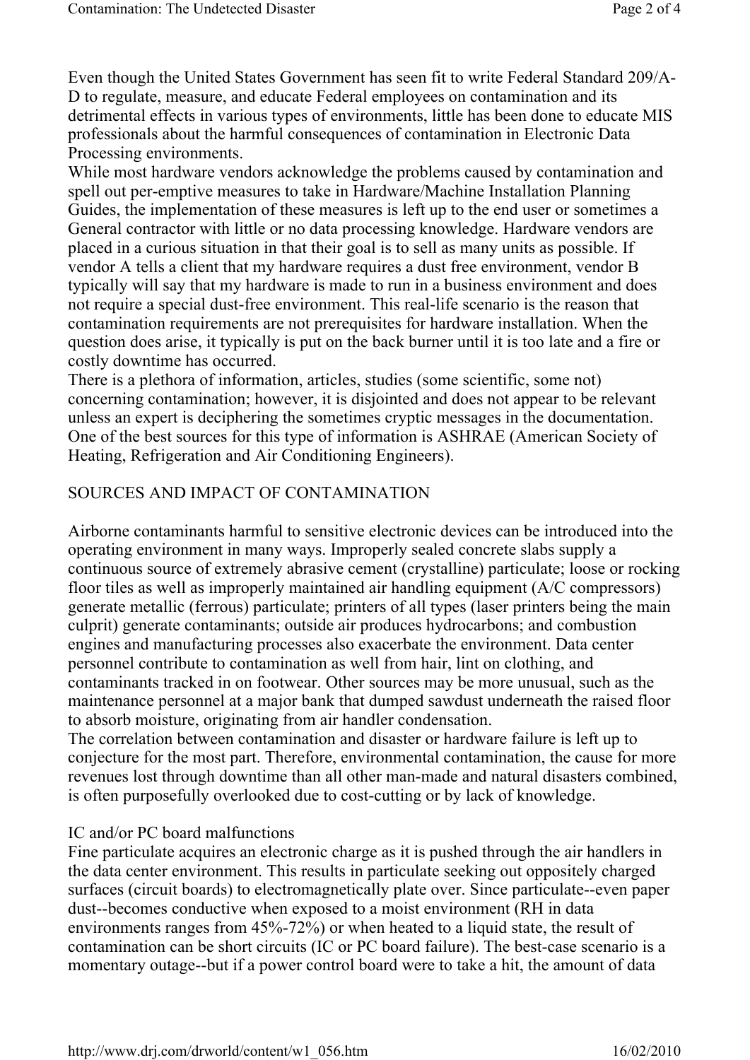Even though the United States Government has seen fit to write Federal Standard 209/A-D to regulate, measure, and educate Federal employees on contamination and its detrimental effects in various types of environments, little has been done to educate MIS professionals about the harmful consequences of contamination in Electronic Data Processing environments.

While most hardware vendors acknowledge the problems caused by contamination and spell out per-emptive measures to take in Hardware/Machine Installation Planning Guides, the implementation of these measures is left up to the end user or sometimes a General contractor with little or no data processing knowledge. Hardware vendors are placed in a curious situation in that their goal is to sell as many units as possible. If vendor A tells a client that my hardware requires a dust free environment, vendor B typically will say that my hardware is made to run in a business environment and does not require a special dust-free environment. This real-life scenario is the reason that contamination requirements are not prerequisites for hardware installation. When the question does arise, it typically is put on the back burner until it is too late and a fire or costly downtime has occurred.

There is a plethora of information, articles, studies (some scientific, some not) concerning contamination; however, it is disjointed and does not appear to be relevant unless an expert is deciphering the sometimes cryptic messages in the documentation. One of the best sources for this type of information is ASHRAE (American Society of Heating, Refrigeration and Air Conditioning Engineers).

## SOURCES AND IMPACT OF CONTAMINATION

Airborne contaminants harmful to sensitive electronic devices can be introduced into the operating environment in many ways. Improperly sealed concrete slabs supply a continuous source of extremely abrasive cement (crystalline) particulate; loose or rocking floor tiles as well as improperly maintained air handling equipment (A/C compressors) generate metallic (ferrous) particulate; printers of all types (laser printers being the main culprit) generate contaminants; outside air produces hydrocarbons; and combustion engines and manufacturing processes also exacerbate the environment. Data center personnel contribute to contamination as well from hair, lint on clothing, and contaminants tracked in on footwear. Other sources may be more unusual, such as the maintenance personnel at a major bank that dumped sawdust underneath the raised floor to absorb moisture, originating from air handler condensation.

The correlation between contamination and disaster or hardware failure is left up to conjecture for the most part. Therefore, environmental contamination, the cause for more revenues lost through downtime than all other man-made and natural disasters combined, is often purposefully overlooked due to cost-cutting or by lack of knowledge.

### IC and/or PC board malfunctions

Fine particulate acquires an electronic charge as it is pushed through the air handlers in the data center environment. This results in particulate seeking out oppositely charged surfaces (circuit boards) to electromagnetically plate over. Since particulate--even paper dust--becomes conductive when exposed to a moist environment (RH in data environments ranges from 45%-72%) or when heated to a liquid state, the result of contamination can be short circuits (IC or PC board failure). The best-case scenario is a momentary outage--but if a power control board were to take a hit, the amount of data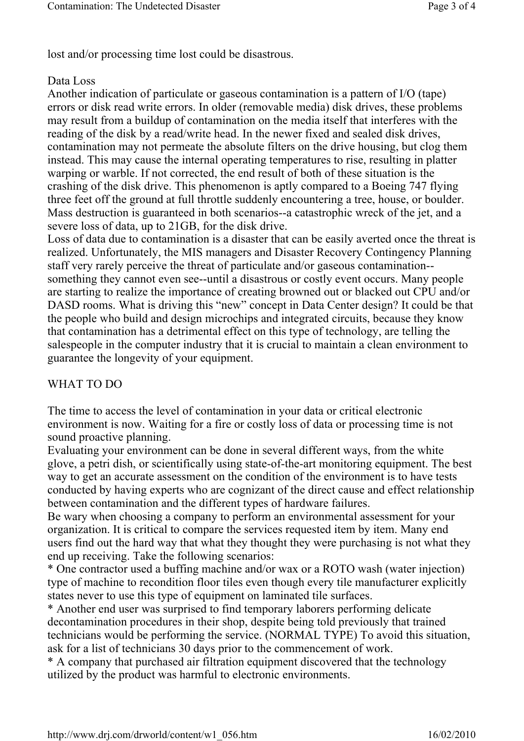lost and/or processing time lost could be disastrous.

## Data Loss

Another indication of particulate or gaseous contamination is a pattern of I/O (tape) errors or disk read write errors. In older (removable media) disk drives, these problems may result from a buildup of contamination on the media itself that interferes with the reading of the disk by a read/write head. In the newer fixed and sealed disk drives, contamination may not permeate the absolute filters on the drive housing, but clog them instead. This may cause the internal operating temperatures to rise, resulting in platter warping or warble. If not corrected, the end result of both of these situation is the crashing of the disk drive. This phenomenon is aptly compared to a Boeing 747 flying three feet off the ground at full throttle suddenly encountering a tree, house, or boulder. Mass destruction is guaranteed in both scenarios--a catastrophic wreck of the jet, and a severe loss of data, up to 21GB, for the disk drive.

Loss of data due to contamination is a disaster that can be easily averted once the threat is realized. Unfortunately, the MIS managers and Disaster Recovery Contingency Planning staff very rarely perceive the threat of particulate and/or gaseous contamination--something they cannot even see--until a disastrous or costly event occurs. Many people are starting to realize the importance of creating browned out or blacked out CPU and/or DASD rooms. What is driving this "new" concept in Data Center design? It could be that the people who build and design microchips and integrated circuits, because they know that contamination has a detrimental effect on this type of technology, are telling the salespeople in the computer industry that it is crucial to maintain a clean environment to guarantee the longevity of your equipment.

## WHAT TO DO

The time to access the level of contamination in your data or critical electronic environment is now. Waiting for a fire or costly loss of data or processing time is not sound proactive planning.

Evaluating your environment can be done in several different ways, from the white glove, a petri dish, or scientifically using state-of-the-art monitoring equipment. The best way to get an accurate assessment on the condition of the environment is to have tests conducted by having experts who are cognizant of the direct cause and effect relationship between contamination and the different types of hardware failures.

Be wary when choosing a company to perform an environmental assessment for your organization. It is critical to compare the services requested item by item. Many end users find out the hard way that what they thought they were purchasing is not what they end up receiving. Take the following scenarios:

* One contractor used a buffing machine and/or wax or a ROTO wash (water injection) type of machine to recondition floor tiles even though every tile manufacturer explicitly states never to use this type of equipment on laminated tile surfaces.
* Another end user was surprised to find temporary laborers performing delicate decontamination procedures in their shop, despite being told previously that trained technicians would be performing the service. (NORMAL TYPE) To avoid this situation, ask for a list of technicians 30 days prior to the commencement of work.
* A company that purchased air filtration equipment discovered that the technology utilized by the product was harmful to electronic environments.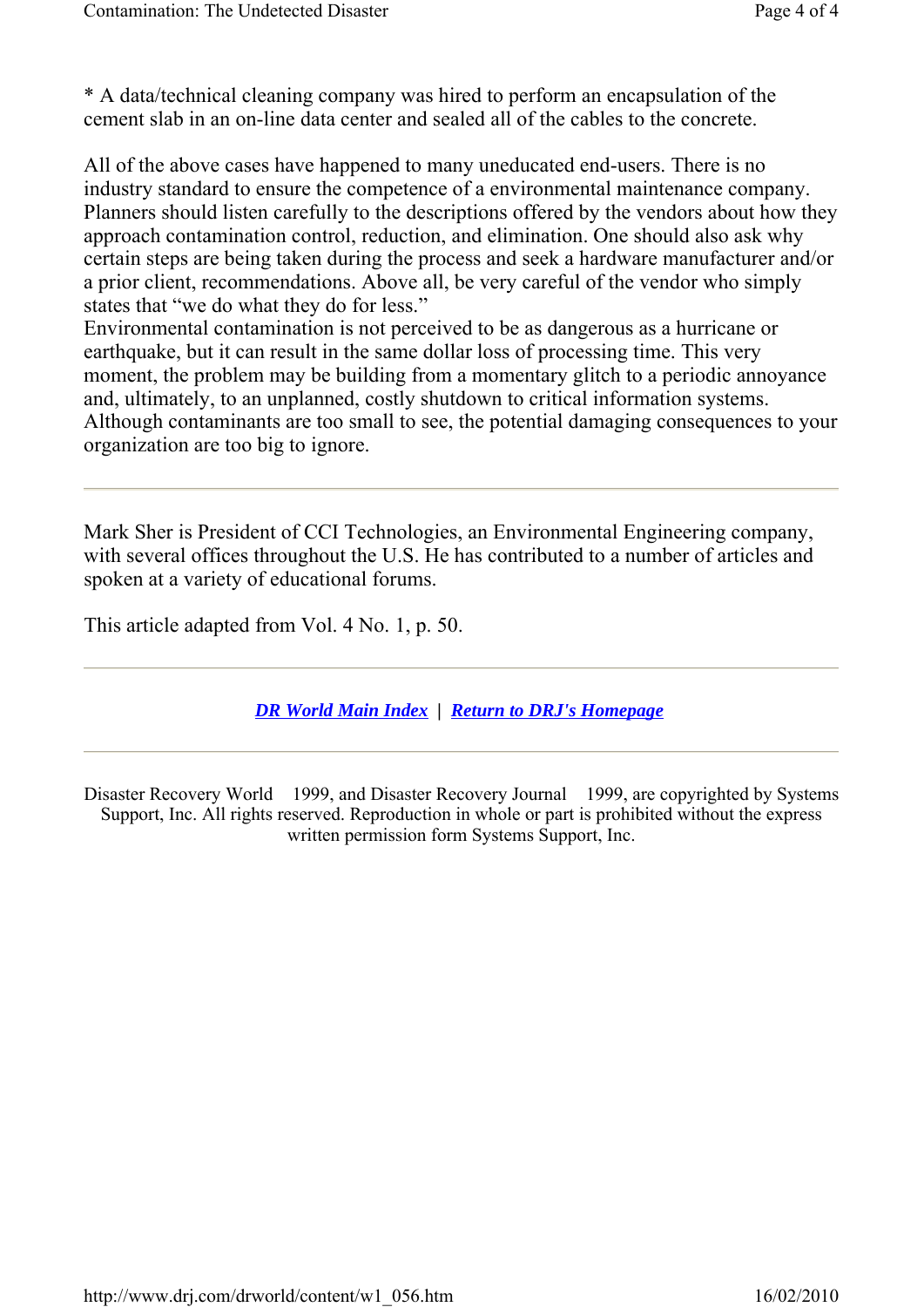* A data/technical cleaning company was hired to perform an encapsulation of the cement slab in an on-line data center and sealed all of the cables to the concrete.

All of the above cases have happened to many uneducated end-users. There is no industry standard to ensure the competence of a environmental maintenance company. Planners should listen carefully to the descriptions offered by the vendors about how they approach contamination control, reduction, and elimination. One should also ask why certain steps are being taken during the process and seek a hardware manufacturer and/or a prior client, recommendations. Above all, be very careful of the vendor who simply states that "we do what they do for less."
Environmental contamination is not perceived to be as dangerous as a hurricane or earthquake, but it can result in the same dollar loss of processing time. This very moment, the problem may be building from a momentary glitch to a periodic annoyance and, ultimately, to an unplanned, costly shutdown to critical information systems. Although contaminants are too small to see, the potential damaging consequences to your organization are too big to ignore.

---

Mark Sher is President of CCI Technologies, an Environmental Engineering company, with several offices throughout the U.S. He has contributed to a number of articles and spoken at a variety of educational forums.

This article adapted from Vol. 4 No. 1, p. 50.

---

***DR World Main Index*** | ***Return to DRJ's Homepage***

---

Disaster Recovery World 1999, and Disaster Recovery Journal 1999, are copyrighted by Systems Support, Inc. All rights reserved. Reproduction in whole or part is prohibited without the express written permission form Systems Support, Inc.